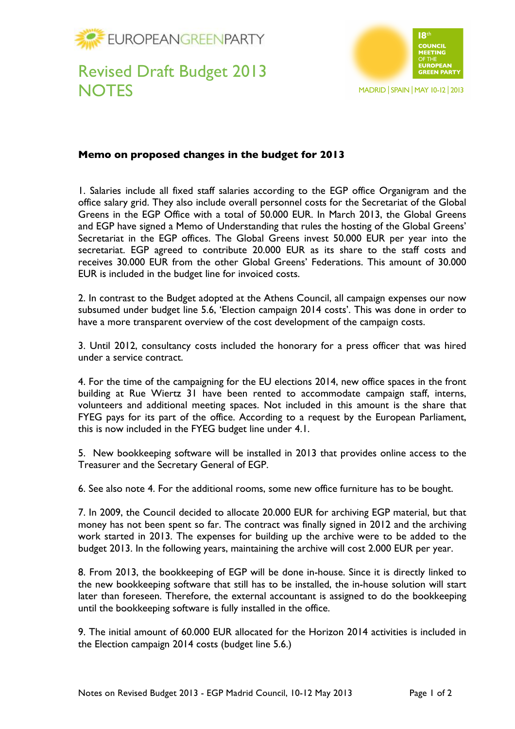EUROPEANGREENPARTY

# Revised Draft Budget 2013 NOTES

18th COUNCIL MEETING OF THE EUROPEAN GREEN PARTY

MADRID | SPAIN | MAY 10-12 | 2013

## Memo on proposed changes in the budget for 2013

1. Salaries include all fixed staff salaries according to the EGP office Organigram and the office salary grid. They also include overall personnel costs for the Secretariat of the Global Greens in the EGP Office with a total of 50.000 EUR. In March 2013, the Global Greens and EGP have signed a Memo of Understanding that rules the hosting of the Global Greens' Secretariat in the EGP offices. The Global Greens invest 50.000 EUR per year into the secretariat. EGP agreed to contribute 20.000 EUR as its share to the staff costs and receives 30.000 EUR from the other Global Greens' Federations. This amount of 30.000 EUR is included in the budget line for invoiced costs.

2. In contrast to the Budget adopted at the Athens Council, all campaign expenses our now subsumed under budget line 5.6, 'Election campaign 2014 costs'. This was done in order to have a more transparent overview of the cost development of the campaign costs.

3. Until 2012, consultancy costs included the honorary for a press officer that was hired under a service contract.

4. For the time of the campaigning for the EU elections 2014, new office spaces in the front building at Rue Wiertz 31 have been rented to accommodate campaign staff, interns, volunteers and additional meeting spaces. Not included in this amount is the share that FYEG pays for its part of the office. According to a request by the European Parliament, this is now included in the FYEG budget line under 4.1.

5. New bookkeeping software will be installed in 2013 that provides online access to the Treasurer and the Secretary General of EGP.

6. See also note 4. For the additional rooms, some new office furniture has to be bought.

7. In 2009, the Council decided to allocate 20.000 EUR for archiving EGP material, but that money has not been spent so far. The contract was finally signed in 2012 and the archiving work started in 2013. The expenses for building up the archive were to be added to the budget 2013. In the following years, maintaining the archive will cost 2.000 EUR per year.

8. From 2013, the bookkeeping of EGP will be done in-house. Since it is directly linked to the new bookkeeping software that still has to be installed, the in-house solution will start later than foreseen. Therefore, the external accountant is assigned to do the bookkeeping until the bookkeeping software is fully installed in the office.

9. The initial amount of 60.000 EUR allocated for the Horizon 2014 activities is included in the Election campaign 2014 costs (budget line 5.6.)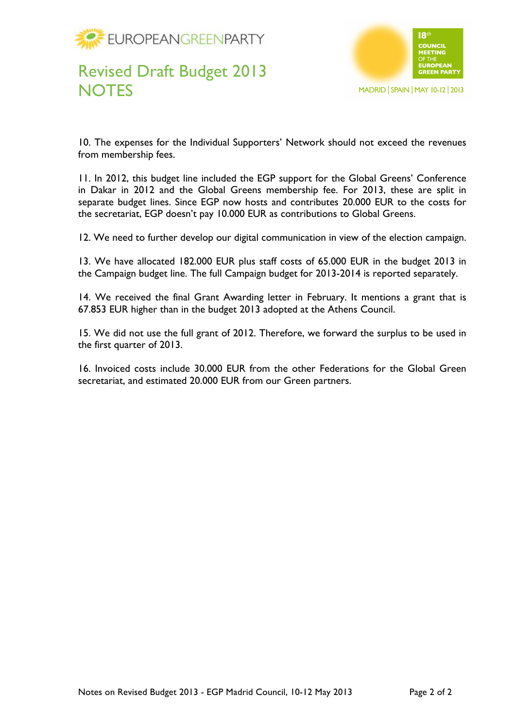# Revised Draft Budget 2013
# NOTES

18th COUNCIL MEETING OF THE EUROPEAN GREEN PARTY

MADRID | SPAIN | MAY 10-12 | 2013

10. The expenses for the Individual Supporters' Network should not exceed the revenues from membership fees.

11. In 2012, this budget line included the EGP support for the Global Greens' Conference in Dakar in 2012 and the Global Greens membership fee. For 2013, these are split in separate budget lines. Since EGP now hosts and contributes 20.000 EUR to the costs for the secretariat, EGP doesn't pay 10.000 EUR as contributions to Global Greens.

12. We need to further develop our digital communication in view of the election campaign.

13. We have allocated 182.000 EUR plus staff costs of 65.000 EUR in the budget 2013 in the Campaign budget line. The full Campaign budget for 2013-2014 is reported separately.

14. We received the final Grant Awarding letter in February. It mentions a grant that is 67.853 EUR higher than in the budget 2013 adopted at the Athens Council.

15. We did not use the full grant of 2012. Therefore, we forward the surplus to be used in the first quarter of 2013.

16. Invoiced costs include 30.000 EUR from the other Federations for the Global Green secretariat, and estimated 20.000 EUR from our Green partners.